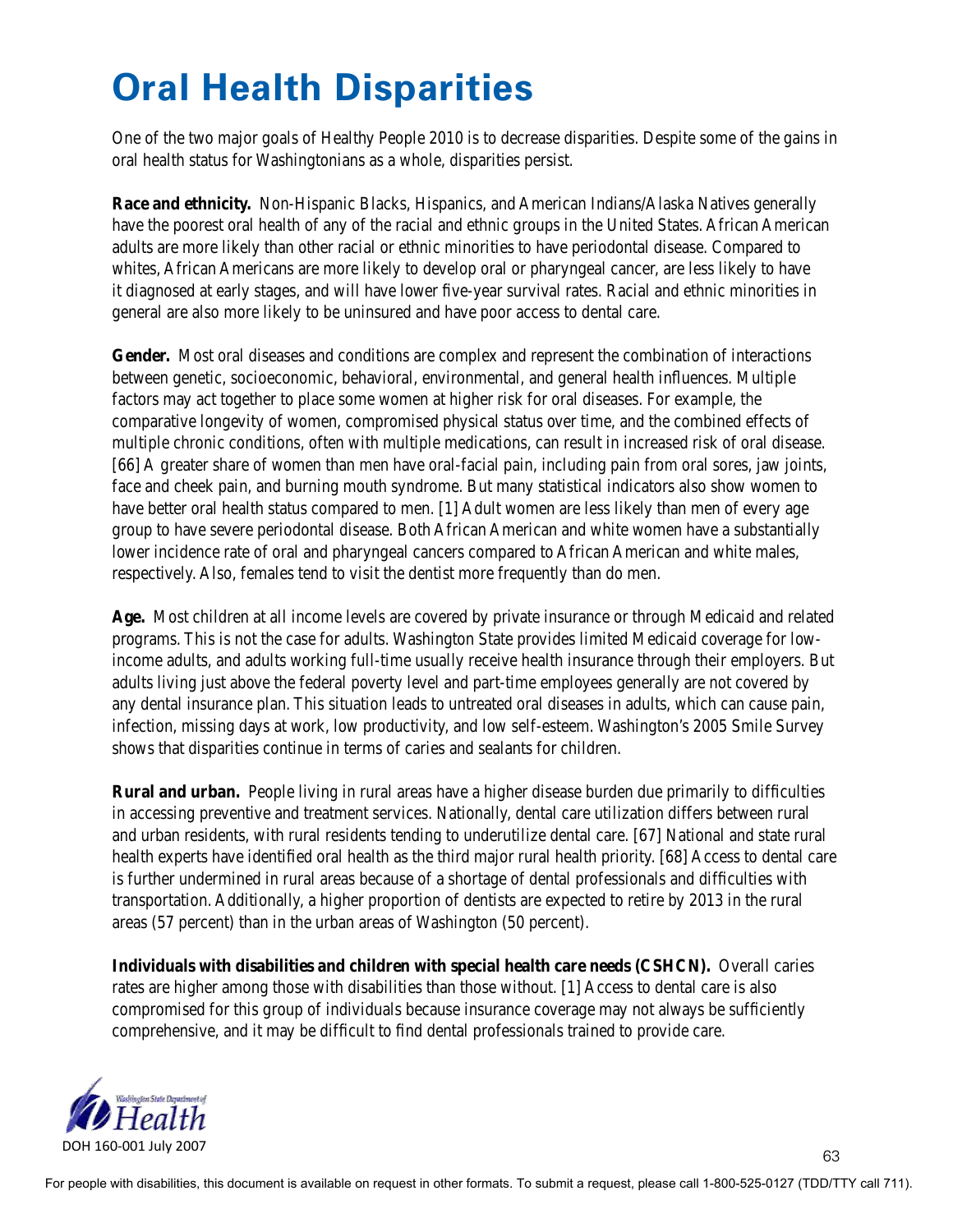# Oral Health Disparities

One of the two major goals of Healthy People 2010 is to decrease disparities. Despite some of the gains in oral health status for Washingtonians as a whole, disparities persist.

**Race and ethnicity.** Non-Hispanic Blacks, Hispanics, and American Indians/Alaska Natives generally have the poorest oral health of any of the racial and ethnic groups in the United States. African American adults are more likely than other racial or ethnic minorities to have periodontal disease. Compared to whites, African Americans are more likely to develop oral or pharyngeal cancer, are less likely to have it diagnosed at early stages, and will have lower five-year survival rates. Racial and ethnic minorities in general are also more likely to be uninsured and have poor access to dental care.

**Gender.** Most oral diseases and conditions are complex and represent the combination of interactions between genetic, socioeconomic, behavioral, environmental, and general health influences. Multiple factors may act together to place some women at higher risk for oral diseases. For example, the comparative longevity of women, compromised physical status over time, and the combined effects of multiple chronic conditions, often with multiple medications, can result in increased risk of oral disease. [66] A greater share of women than men have oral-facial pain, including pain from oral sores, jaw joints, face and cheek pain, and burning mouth syndrome. But many statistical indicators also show women to have better oral health status compared to men. [1] Adult women are less likely than men of every age group to have severe periodontal disease. Both African American and white women have a substantially lower incidence rate of oral and pharyngeal cancers compared to African American and white males, respectively. Also, females tend to visit the dentist more frequently than do men.

**Age.** Most children at all income levels are covered by private insurance or through Medicaid and related programs. This is not the case for adults. Washington State provides limited Medicaid coverage for low-income adults, and adults working full-time usually receive health insurance through their employers. But adults living just above the federal poverty level and part-time employees generally are not covered by any dental insurance plan. This situation leads to untreated oral diseases in adults, which can cause pain, infection, missing days at work, low productivity, and low self-esteem. Washington's 2005 Smile Survey shows that disparities continue in terms of caries and sealants for children.

**Rural and urban.** People living in rural areas have a higher disease burden due primarily to difficulties in accessing preventive and treatment services. Nationally, dental care utilization differs between rural and urban residents, with rural residents tending to underutilize dental care. [67] National and state rural health experts have identified oral health as the third major rural health priority. [68] Access to dental care is further undermined in rural areas because of a shortage of dental professionals and difficulties with transportation. Additionally, a higher proportion of dentists are expected to retire by 2013 in the rural areas (57 percent) than in the urban areas of Washington (50 percent).

**Individuals with disabilities and children with special health care needs (CSHCN).** Overall caries rates are higher among those with disabilities than those without. [1] Access to dental care is also compromised for this group of individuals because insurance coverage may not always be sufficiently comprehensive, and it may be difficult to find dental professionals trained to provide care.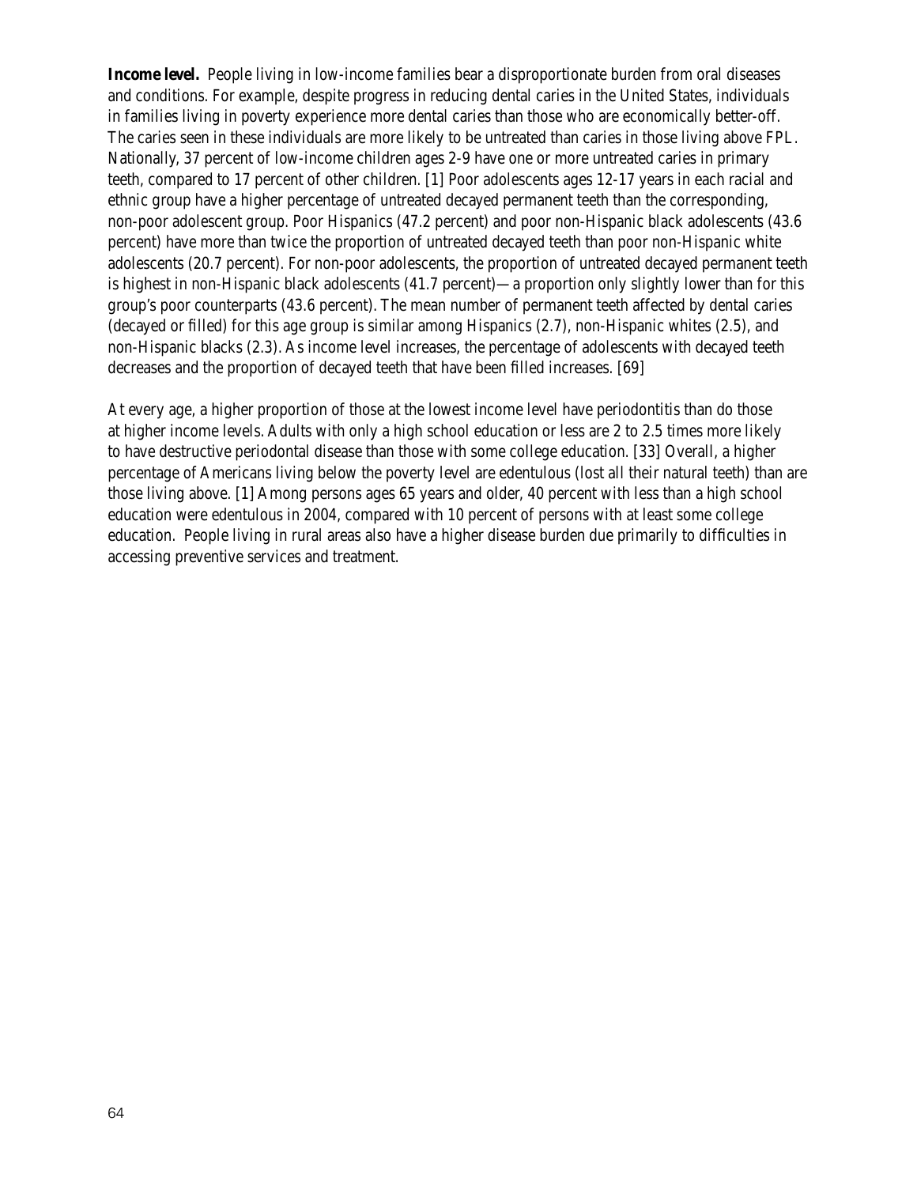**Income level.** People living in low-income families bear a disproportionate burden from oral diseases and conditions. For example, despite progress in reducing dental caries in the United States, individuals in families living in poverty experience more dental caries than those who are economically better-off. The caries seen in these individuals are more likely to be untreated than caries in those living above FPL. Nationally, 37 percent of low-income children ages 2-9 have one or more untreated caries in primary teeth, compared to 17 percent of other children. [1] Poor adolescents ages 12-17 years in each racial and ethnic group have a higher percentage of untreated decayed permanent teeth than the corresponding, non-poor adolescent group. Poor Hispanics (47.2 percent) and poor non-Hispanic black adolescents (43.6 percent) have more than twice the proportion of untreated decayed teeth than poor non-Hispanic white adolescents (20.7 percent). For non-poor adolescents, the proportion of untreated decayed permanent teeth is highest in non-Hispanic black adolescents (41.7 percent)—a proportion only slightly lower than for this group's poor counterparts (43.6 percent). The mean number of permanent teeth affected by dental caries (decayed or filled) for this age group is similar among Hispanics (2.7), non-Hispanic whites (2.5), and non-Hispanic blacks (2.3). As income level increases, the percentage of adolescents with decayed teeth decreases and the proportion of decayed teeth that have been filled increases. [69]

At every age, a higher proportion of those at the lowest income level have periodontitis than do those at higher income levels. Adults with only a high school education or less are 2 to 2.5 times more likely to have destructive periodontal disease than those with some college education. [33] Overall, a higher percentage of Americans living below the poverty level are edentulous (lost all their natural teeth) than are those living above. [1] Among persons ages 65 years and older, 40 percent with less than a high school education were edentulous in 2004, compared with 10 percent of persons with at least some college education. People living in rural areas also have a higher disease burden due primarily to difficulties in accessing preventive services and treatment.